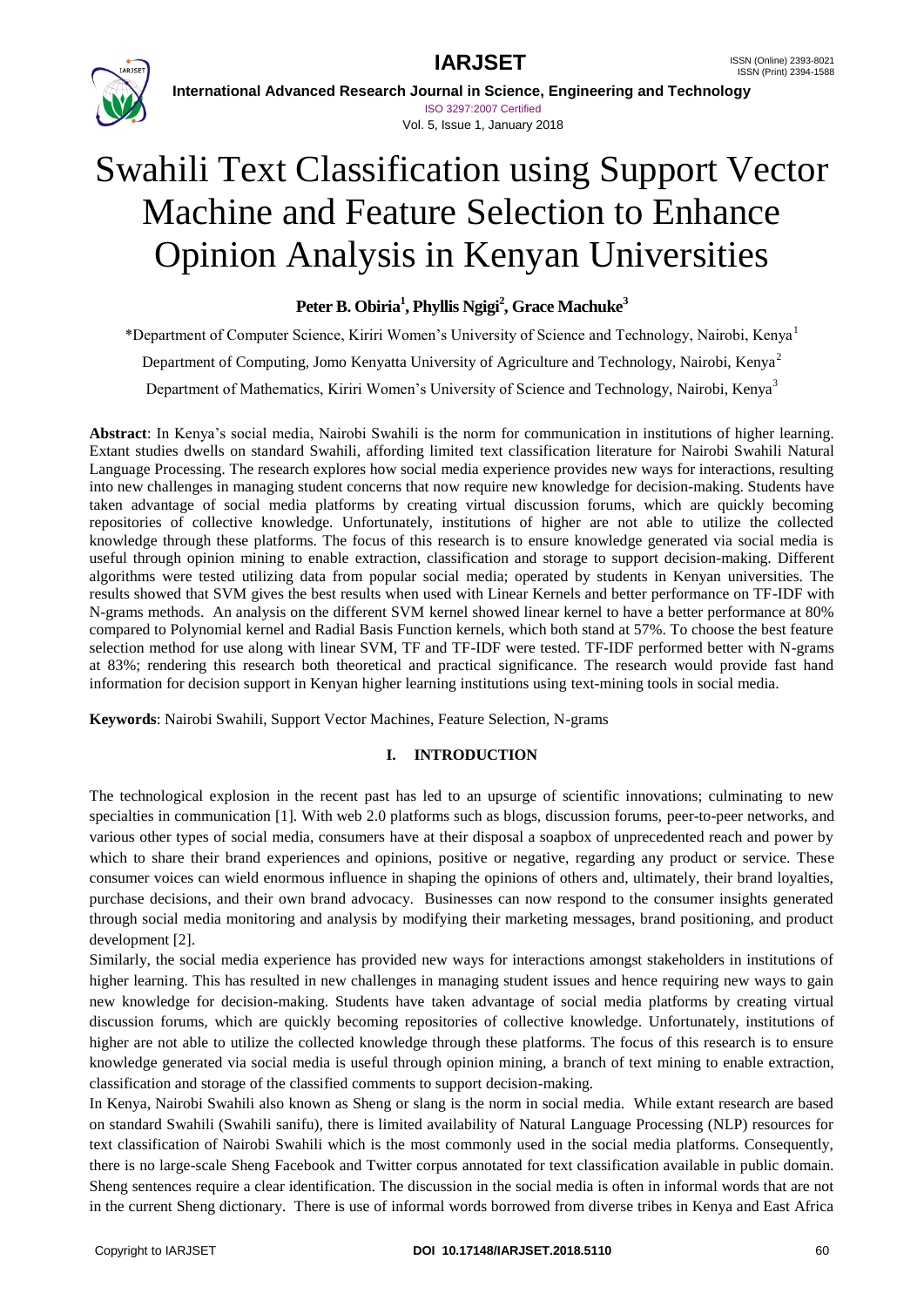# Swahili Text Classification using Support Vector Machine and Feature Selection to Enhance Opinion Analysis in Kenyan Universities

**Peter B. Obiria[1], Phyllis Ngigi[2], Grace Machuke[3]**

*Department of Computer Science, Kiriri Women's University of Science and Technology, Nairobi, Kenya[1]

Department of Computing, Jomo Kenyatta University of Agriculture and Technology, Nairobi, Kenya[2]

Department of Mathematics, Kiriri Women's University of Science and Technology, Nairobi, Kenya[3]

**Abstract**: In Kenya's social media, Nairobi Swahili is the norm for communication in institutions of higher learning. Extant studies dwells on standard Swahili, affording limited text classification literature for Nairobi Swahili Natural Language Processing. The research explores how social media experience provides new ways for interactions, resulting into new challenges in managing student concerns that now require new knowledge for decision-making. Students have taken advantage of social media platforms by creating virtual discussion forums, which are quickly becoming repositories of collective knowledge. Unfortunately, institutions of higher are not able to utilize the collected knowledge through these platforms. The focus of this research is to ensure knowledge generated via social media is useful through opinion mining to enable extraction, classification and storage to support decision-making. Different algorithms were tested utilizing data from popular social media; operated by students in Kenyan universities. The results showed that SVM gives the best results when used with Linear Kernels and better performance on TF-IDF with N-grams methods. An analysis on the different SVM kernel showed linear kernel to have a better performance at 80% compared to Polynomial kernel and Radial Basis Function kernels, which both stand at 57%. To choose the best feature selection method for use along with linear SVM, TF and TF-IDF were tested. TF-IDF performed better with N-grams at 83%; rendering this research both theoretical and practical significance. The research would provide fast hand information for decision support in Kenyan higher learning institutions using text-mining tools in social media.

**Keywords**: Nairobi Swahili, Support Vector Machines, Feature Selection, N-grams

## I. INTRODUCTION

The technological explosion in the recent past has led to an upsurge of scientific innovations; culminating to new specialties in communication [1]. With web 2.0 platforms such as blogs, discussion forums, peer-to-peer networks, and various other types of social media, consumers have at their disposal a soapbox of unprecedented reach and power by which to share their brand experiences and opinions, positive or negative, regarding any product or service. These consumer voices can wield enormous influence in shaping the opinions of others and, ultimately, their brand loyalties, purchase decisions, and their own brand advocacy. Businesses can now respond to the consumer insights generated through social media monitoring and analysis by modifying their marketing messages, brand positioning, and product development [2].

Similarly, the social media experience has provided new ways for interactions amongst stakeholders in institutions of higher learning. This has resulted in new challenges in managing student issues and hence requiring new ways to gain new knowledge for decision-making. Students have taken advantage of social media platforms by creating virtual discussion forums, which are quickly becoming repositories of collective knowledge. Unfortunately, institutions of higher are not able to utilize the collected knowledge through these platforms. The focus of this research is to ensure knowledge generated via social media is useful through opinion mining, a branch of text mining to enable extraction, classification and storage of the classified comments to support decision-making.

In Kenya, Nairobi Swahili also known as Sheng or slang is the norm in social media. While extant research are based on standard Swahili (Swahili sanifu), there is limited availability of Natural Language Processing (NLP) resources for text classification of Nairobi Swahili which is the most commonly used in the social media platforms. Consequently, there is no large-scale Sheng Facebook and Twitter corpus annotated for text classification available in public domain. Sheng sentences require a clear identification. The discussion in the social media is often in informal words that are not in the current Sheng dictionary. There is use of informal words borrowed from diverse tribes in Kenya and East Africa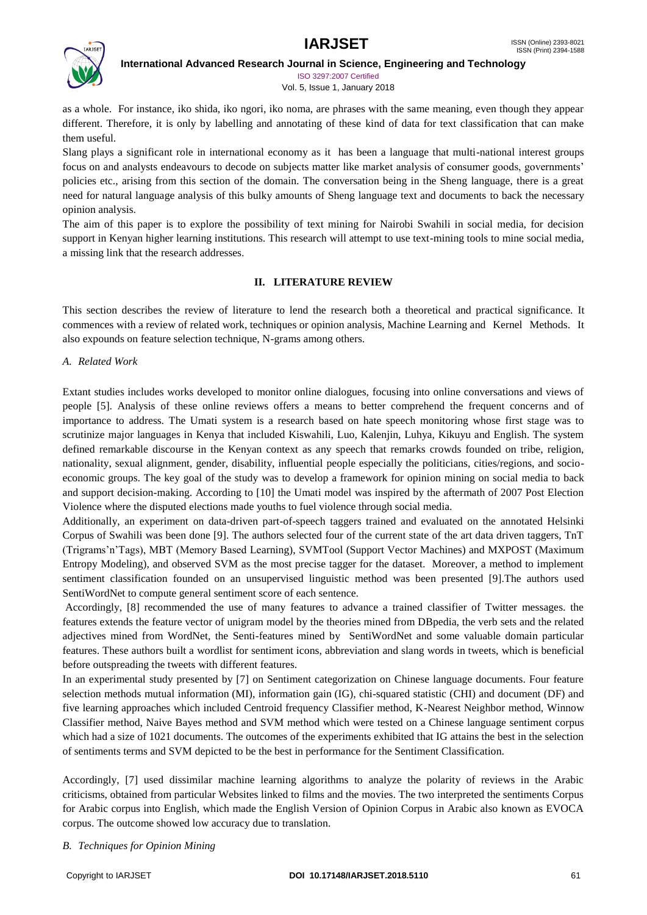as a whole. For instance, iko shida, iko ngori, iko noma, are phrases with the same meaning, even though they appear different. Therefore, it is only by labelling and annotating of these kind of data for text classification that can make them useful.

Slang plays a significant role in international economy as it has been a language that multi-national interest groups focus on and analysts endeavours to decode on subjects matter like market analysis of consumer goods, governments' policies etc., arising from this section of the domain. The conversation being in the Sheng language, there is a great need for natural language analysis of this bulky amounts of Sheng language text and documents to back the necessary opinion analysis.

The aim of this paper is to explore the possibility of text mining for Nairobi Swahili in social media, for decision support in Kenyan higher learning institutions. This research will attempt to use text-mining tools to mine social media, a missing link that the research addresses.

## II. LITERATURE REVIEW

This section describes the review of literature to lend the research both a theoretical and practical significance. It commences with a review of related work, techniques or opinion analysis, Machine Learning and Kernel Methods. It also expounds on feature selection technique, N-grams among others.

### *A. Related Work*

Extant studies includes works developed to monitor online dialogues, focusing into online conversations and views of people [5]. Analysis of these online reviews offers a means to better comprehend the frequent concerns and of importance to address. The Umati system is a research based on hate speech monitoring whose first stage was to scrutinize major languages in Kenya that included Kiswahili, Luo, Kalenjin, Luhya, Kikuyu and English. The system defined remarkable discourse in the Kenyan context as any speech that remarks crowds founded on tribe, religion, nationality, sexual alignment, gender, disability, influential people especially the politicians, cities/regions, and socio-economic groups. The key goal of the study was to develop a framework for opinion mining on social media to back and support decision-making. According to [10] the Umati model was inspired by the aftermath of 2007 Post Election Violence where the disputed elections made youths to fuel violence through social media.

Additionally, an experiment on data-driven part-of-speech taggers trained and evaluated on the annotated Helsinki Corpus of Swahili was been done [9]. The authors selected four of the current state of the art data driven taggers, TnT (Trigrams'n'Tags), MBT (Memory Based Learning), SVMTool (Support Vector Machines) and MXPOST (Maximum Entropy Modeling), and observed SVM as the most precise tagger for the dataset. Moreover, a method to implement sentiment classification founded on an unsupervised linguistic method was been presented [9].The authors used SentiWordNet to compute general sentiment score of each sentence.

Accordingly, [8] recommended the use of many features to advance a trained classifier of Twitter messages. the features extends the feature vector of unigram model by the theories mined from DBpedia, the verb sets and the related adjectives mined from WordNet, the Senti-features mined by SentiWordNet and some valuable domain particular features. These authors built a wordlist for sentiment icons, abbreviation and slang words in tweets, which is beneficial before outspreading the tweets with different features.

In an experimental study presented by [7] on Sentiment categorization on Chinese language documents. Four feature selection methods mutual information (MI), information gain (IG), chi-squared statistic (CHI) and document (DF) and five learning approaches which included Centroid frequency Classifier method, K-Nearest Neighbor method, Winnow Classifier method, Naive Bayes method and SVM method which were tested on a Chinese language sentiment corpus which had a size of 1021 documents. The outcomes of the experiments exhibited that IG attains the best in the selection of sentiments terms and SVM depicted to be the best in performance for the Sentiment Classification.

Accordingly, [7] used dissimilar machine learning algorithms to analyze the polarity of reviews in the Arabic criticisms, obtained from particular Websites linked to films and the movies. The two interpreted the sentiments Corpus for Arabic corpus into English, which made the English Version of Opinion Corpus in Arabic also known as EVOCA corpus. The outcome showed low accuracy due to translation.

### *B. Techniques for Opinion Mining*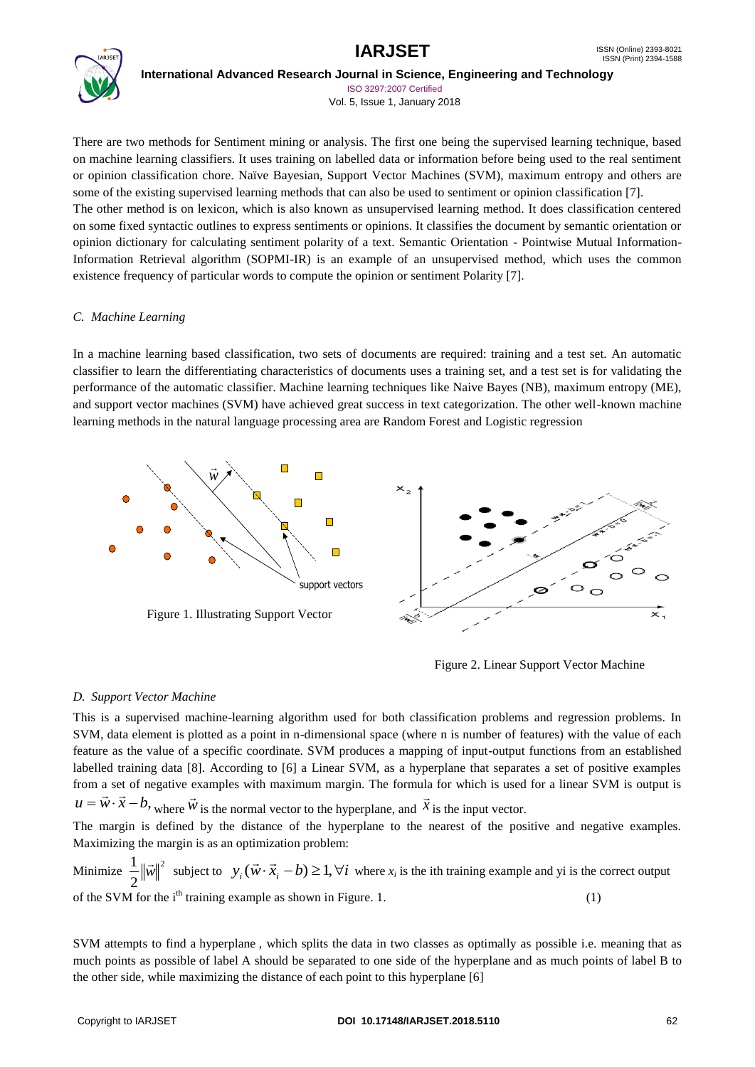There are two methods for Sentiment mining or analysis. The first one being the supervised learning technique, based on machine learning classifiers. It uses training on labelled data or information before being used to the real sentiment or opinion classification chore. Naïve Bayesian, Support Vector Machines (SVM), maximum entropy and others are some of the existing supervised learning methods that can also be used to sentiment or opinion classification [7].

The other method is on lexicon, which is also known as unsupervised learning method. It does classification centered on some fixed syntactic outlines to express sentiments or opinions. It classifies the document by semantic orientation or opinion dictionary for calculating sentiment polarity of a text. Semantic Orientation - Pointwise Mutual Information-Information Retrieval algorithm (SOPMI-IR) is an example of an unsupervised method, which uses the common existence frequency of particular words to compute the opinion or sentiment Polarity [7].

### *C. Machine Learning*

In a machine learning based classification, two sets of documents are required: training and a test set. An automatic classifier to learn the differentiating characteristics of documents uses a training set, and a test set is for validating the performance of the automatic classifier. Machine learning techniques like Naive Bayes (NB), maximum entropy (ME), and support vector machines (SVM) have achieved great success in text categorization. The other well-known machine learning methods in the natural language processing area are Random Forest and Logistic regression

Figure 1. Illustrating Support Vector

Figure 2. Linear Support Vector Machine

### *D. Support Vector Machine*

This is a supervised machine-learning algorithm used for both classification problems and regression problems. In SVM, data element is plotted as a point in n-dimensional space (where n is number of features) with the value of each feature as the value of a specific coordinate. SVM produces a mapping of input-output functions from an established labelled training data [8]. According to [6] a Linear SVM, as a hyperplane that separates a set of positive examples from a set of negative examples with maximum margin. The formula for which is used for a linear SVM is output is $u = \vec{w} \cdot \vec{x} - b$, where $\vec{w}$ is the normal vector to the hyperplane, and $\vec{x}$ is the input vector.

The margin is defined by the distance of the hyperplane to the nearest of the positive and negative examples. Maximizing the margin is as an optimization problem:

Minimize $\frac{1}{2}\|\vec{w}\|^2$ subject to $y_i(\vec{w} \cdot \vec{x}_i - b) \geq 1, \forall i$ where $x_i$ is the ith training example and yi is the correct output of the SVM for the $i^{th}$ training example as shown in Figure. 1. (1)

SVM attempts to find a hyperplane , which splits the data in two classes as optimally as possible i.e. meaning that as much points as possible of label A should be separated to one side of the hyperplane and as much points of label B to the other side, while maximizing the distance of each point to this hyperplane [6]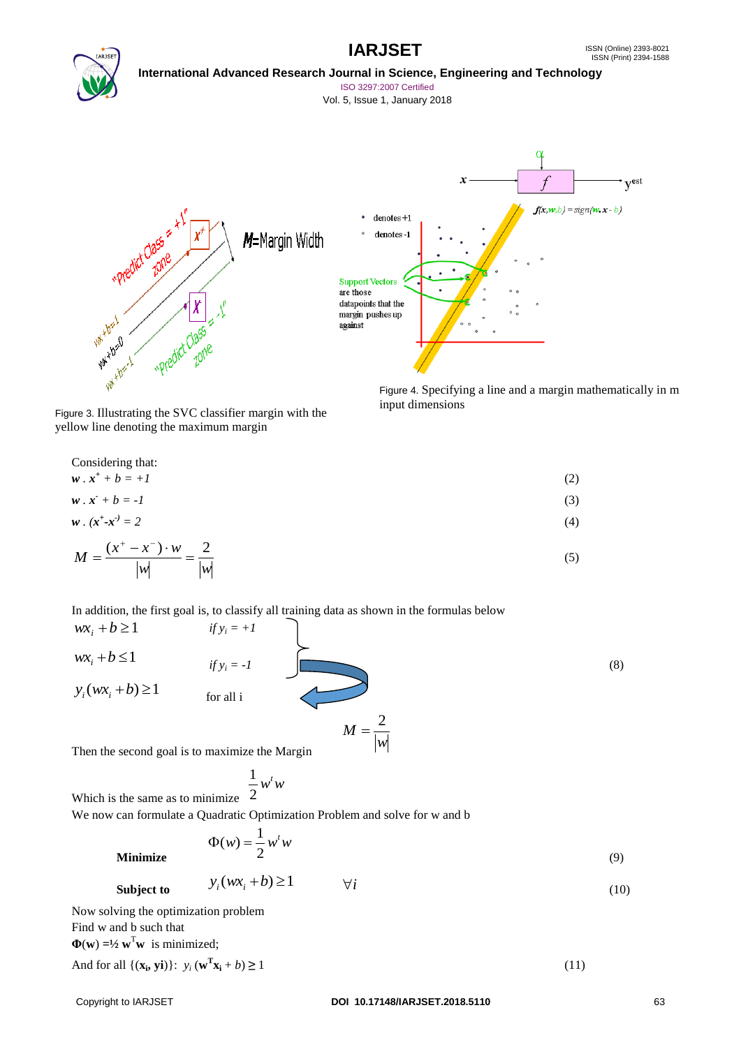Figure 3. Illustrating the SVC classifier margin with the yellow line denoting the maximum margin

Figure 4. Specifying a line and a margin mathematically in m input dimensions

Considering that:

$$\mathbf{w} \cdot \mathbf{x}^{+} + b = +1 \tag{2}$$

$$\mathbf{w} \cdot \mathbf{x}^{-} + b = -1 \tag{3}$$

$$\mathbf{w} \cdot (\mathbf{x}^{+} - \mathbf{x}^{-}) = 2 \tag{4}$$

$$M = \frac{(x^{+} - x^{-}) \cdot w}{|w|} = \frac{2}{|w|} \tag{5}$$

In addition, the first goal is, to classify all training data as shown in the formulas below

$$\left.\begin{aligned} wx_i + b &\geq 1 \quad && if\ y_i = +1 \\ wx_i + b &\leq 1 \quad && if\ y_i = -1 \end{aligned}\right\} \tag{8}$$

$$y_i(wx_i + b) \geq 1 \quad \text{for all i}$$

Then the second goal is to maximize the Margin $M = \frac{2}{|w|}$

Which is the same as to minimize $\frac{1}{2} w^t w$

We now can formulate a Quadratic Optimization Problem and solve for w and b

**Minimize**

$$\Phi(w) = \frac{1}{2} w^t w \tag{9}$$

**Subject to**

$$y_i(wx_i + b) \geq 1 \qquad \forall i \tag{10}$$

Now solving the optimization problem

Find w and b such that

$\mathbf{\Phi(w)} = ½\ \mathbf{w}^{T}\mathbf{w}$ is minimized;

And for all $\{(\mathbf{x_i}, \mathbf{yi})\}$: $y_i\,(\mathbf{w}^{\mathbf{T}}\mathbf{x_i} + b) \geq 1$ (11)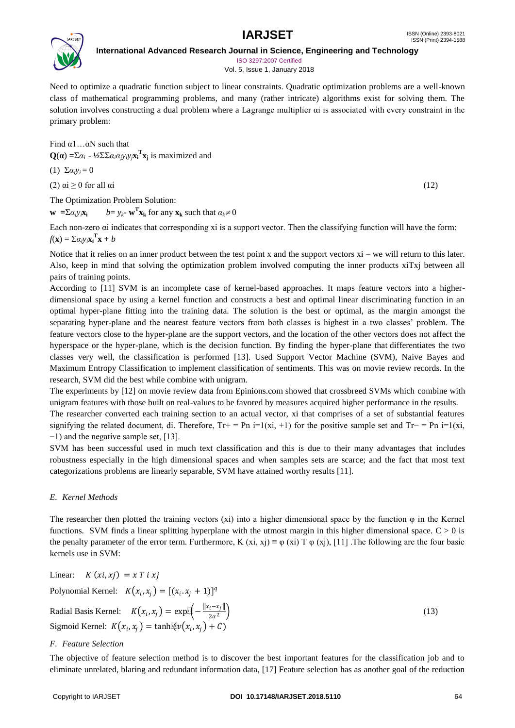Need to optimize a quadratic function subject to linear constraints. Quadratic optimization problems are a well-known class of mathematical programming problems, and many (rather intricate) algorithms exist for solving them. The solution involves constructing a dual problem where a Lagrange multiplier αi is associated with every constraint in the primary problem:

Find α1…αN such that

$\mathbf{Q}(\boldsymbol{\alpha}) = \Sigma\alpha_i - \frac{1}{2}\Sigma\Sigma\alpha_i\alpha_j y_i y_j \mathbf{x_i}^T\mathbf{x_j}$ is maximized and

(1) $\Sigma\alpha_i y_i = 0$

(2) $\alpha_i \geq 0$ for all $\alpha_i$ (12)

The Optimization Problem Solution:

$\mathbf{w} = \Sigma\alpha_i y_i \mathbf{x_i}$ $\quad b = y_k - \mathbf{w}^T\mathbf{x_k}$ for any $\mathbf{x_k}$ such that $\alpha_k \neq 0$

Each non-zero αi indicates that corresponding xi is a support vector. Then the classifying function will have the form:

$f(\mathbf{x}) = \Sigma\alpha_i y_i \mathbf{x_i}^T\mathbf{x} + b$

Notice that it relies on an inner product between the test point x and the support vectors xi – we will return to this later. Also, keep in mind that solving the optimization problem involved computing the inner products xiTxj between all pairs of training points.

According to [11] SVM is an incomplete case of kernel-based approaches. It maps feature vectors into a higher-dimensional space by using a kernel function and constructs a best and optimal linear discriminating function in an optimal hyper-plane fitting into the training data. The solution is the best or optimal, as the margin amongst the separating hyper-plane and the nearest feature vectors from both classes is highest in a two classes' problem. The feature vectors close to the hyper-plane are the support vectors, and the location of the other vectors does not affect the hyperspace or the hyper-plane, which is the decision function. By finding the hyper-plane that differentiates the two classes very well, the classification is performed [13]. Used Support Vector Machine (SVM), Naive Bayes and Maximum Entropy Classification to implement classification of sentiments. This was on movie review records. In the research, SVM did the best while combine with unigram.

The experiments by [12] on movie review data from Epinions.com showed that crossbreed SVMs which combine with unigram features with those built on real-values to be favored by measures acquired higher performance in the results.

The researcher converted each training section to an actual vector, xi that comprises of a set of substantial features signifying the related document, di. Therefore, Tr+ = Pn i=1(xi, +1) for the positive sample set and Tr− = Pn i=1(xi, −1) and the negative sample set, [13].

SVM has been successful used in much text classification and this is due to their many advantages that includes robustness especially in the high dimensional spaces and when samples sets are scarce; and the fact that most text categorizations problems are linearly separable, SVM have attained worthy results [11].

### *E. Kernel Methods*

The researcher then plotted the training vectors (xi) into a higher dimensional space by the function φ in the Kernel functions. SVM finds a linear splitting hyperplane with the utmost margin in this higher dimensional space. C > 0 is the penalty parameter of the error term. Furthermore, K (xi, xj) ≡ φ (xi) T φ (xj), [11] .The following are the four basic kernels use in SVM:

Linear: $K(xi, xj) = x\,T\,i\,xj$

Polynomial Kernel: $K(x_i, x_j) = [(x_i . x_j + 1)]^q$

Radial Basis Kernel: $K(x_i, x_j) = \exp\left(-\frac{\|x_i - x_j\|}{2\alpha^2}\right)$ (13)

Sigmoid Kernel: $K(x_i, x_j) = \tanh(v(x_i, x_j) + C)$

### *F. Feature Selection*

The objective of feature selection method is to discover the best important features for the classification job and to eliminate unrelated, blaring and redundant information data, [17] Feature selection has as another goal of the reduction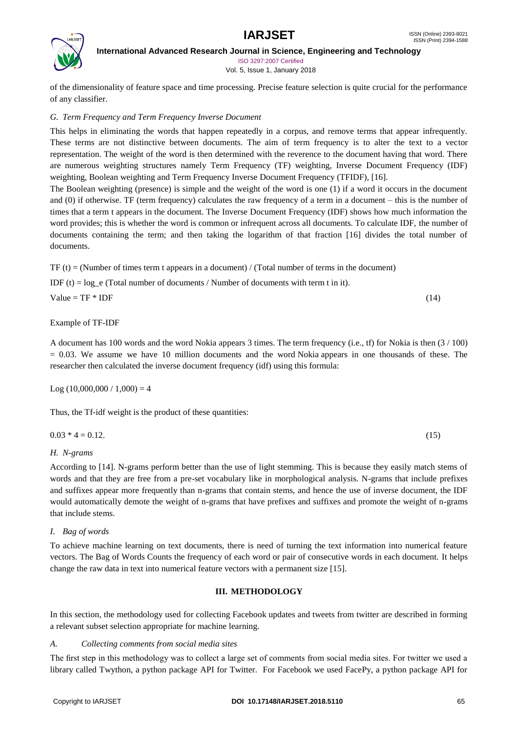of the dimensionality of feature space and time processing. Precise feature selection is quite crucial for the performance of any classifier.

### *G. Term Frequency and Term Frequency Inverse Document*

This helps in eliminating the words that happen repeatedly in a corpus, and remove terms that appear infrequently. These terms are not distinctive between documents. The aim of term frequency is to alter the text to a vector representation. The weight of the word is then determined with the reverence to the document having that word. There are numerous weighting structures namely Term Frequency (TF) weighting, Inverse Document Frequency (IDF) weighting, Boolean weighting and Term Frequency Inverse Document Frequency (TFIDF), [16].

The Boolean weighting (presence) is simple and the weight of the word is one (1) if a word it occurs in the document and (0) if otherwise. TF (term frequency) calculates the raw frequency of a term in a document – this is the number of times that a term t appears in the document. The Inverse Document Frequency (IDF) shows how much information the word provides; this is whether the word is common or infrequent across all documents. To calculate IDF, the number of documents containing the term; and then taking the logarithm of that fraction [16] divides the total number of documents.

TF (t) = (Number of times term t appears in a document) / (Total number of terms in the document)

IDF (t) = log_e (Total number of documents / Number of documents with term t in it).

Value = TF * IDF (14)

Example of TF-IDF

A document has 100 words and the word Nokia appears 3 times. The term frequency (i.e., tf) for Nokia is then (3 / 100) = 0.03. We assume we have 10 million documents and the word Nokia appears in one thousands of these. The researcher then calculated the inverse document frequency (idf) using this formula:

Log (10,000,000 / 1,000) = 4

Thus, the Tf-idf weight is the product of these quantities:

0.03 * 4 = 0.12. (15)

### *H. N-grams*

According to [14]. N-grams perform better than the use of light stemming. This is because they easily match stems of words and that they are free from a pre-set vocabulary like in morphological analysis. N-grams that include prefixes and suffixes appear more frequently than n-grams that contain stems, and hence the use of inverse document, the IDF would automatically demote the weight of n-grams that have prefixes and suffixes and promote the weight of n-grams that include stems.

### *I. Bag of words*

To achieve machine learning on text documents, there is need of turning the text information into numerical feature vectors. The Bag of Words Counts the frequency of each word or pair of consecutive words in each document. It helps change the raw data in text into numerical feature vectors with a permanent size [15].

## III. METHODOLOGY

In this section, the methodology used for collecting Facebook updates and tweets from twitter are described in forming a relevant subset selection appropriate for machine learning.

### *A. Collecting comments from social media sites*

The first step in this methodology was to collect a large set of comments from social media sites. For twitter we used a library called Twython, a python package API for Twitter. For Facebook we used FacePy, a python package API for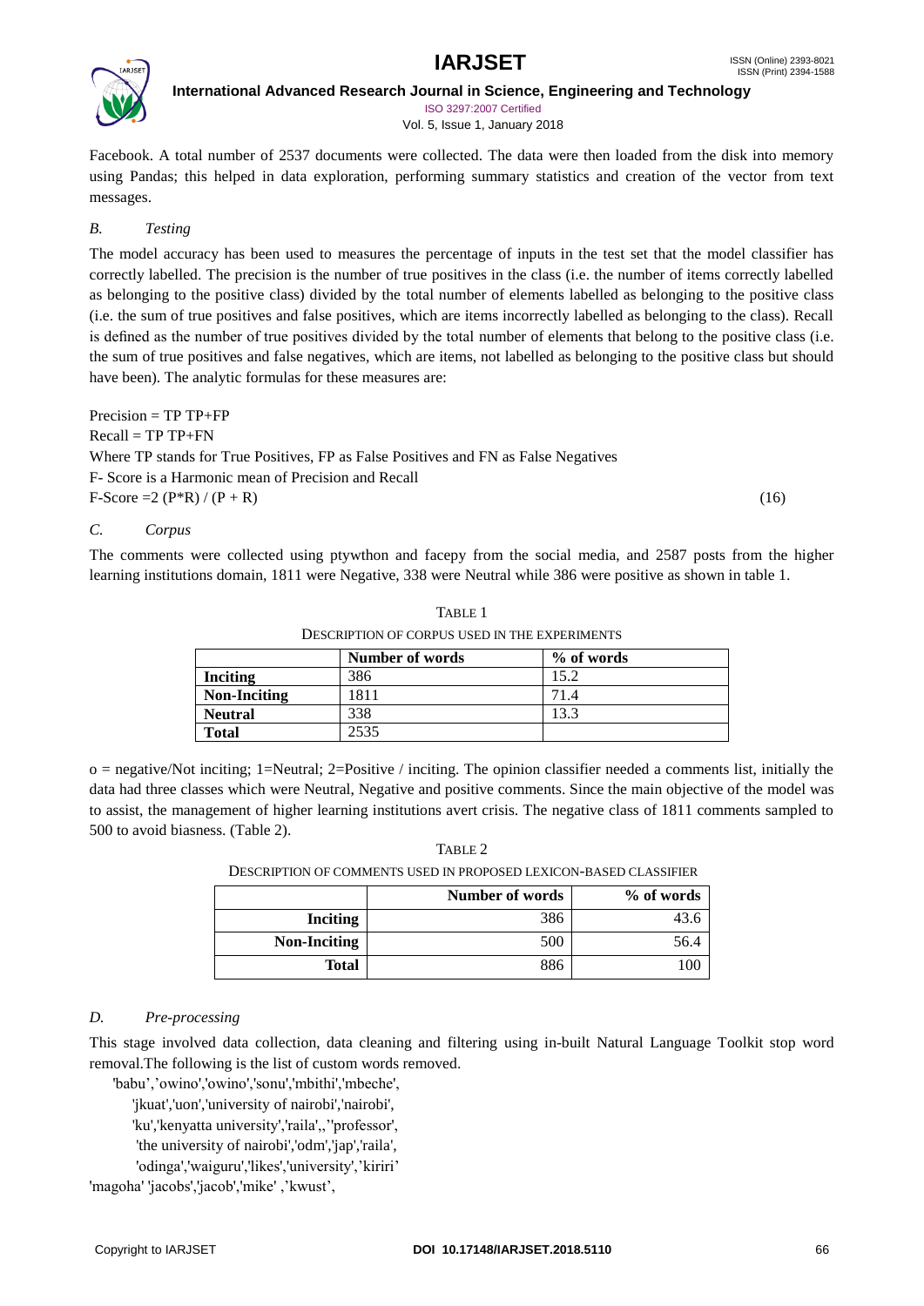Facebook. A total number of 2537 documents were collected. The data were then loaded from the disk into memory using Pandas; this helped in data exploration, performing summary statistics and creation of the vector from text messages.

### *B. Testing*

The model accuracy has been used to measures the percentage of inputs in the test set that the model classifier has correctly labelled. The precision is the number of true positives in the class (i.e. the number of items correctly labelled as belonging to the positive class) divided by the total number of elements labelled as belonging to the positive class (i.e. the sum of true positives and false positives, which are items incorrectly labelled as belonging to the class). Recall is defined as the number of true positives divided by the total number of elements that belong to the positive class (i.e. the sum of true positives and false negatives, which are items, not labelled as belonging to the positive class but should have been). The analytic formulas for these measures are:

Precision = TP TP+FP

Recall = TP TP+FN

Where TP stands for True Positives, FP as False Positives and FN as False Negatives

F- Score is a Harmonic mean of Precision and Recall

$$\text{F-Score} = 2\,(P*R) / (P + R) \tag{16}$$

### *C. Corpus*

The comments were collected using ptywthon and facepy from the social media, and 2587 posts from the higher learning institutions domain, 1811 were Negative, 338 were Neutral while 386 were positive as shown in table 1.

TABLE 1
DESCRIPTION OF CORPUS USED IN THE EXPERIMENTS

| | Number of words | % of words |
|---|---|---|
| **Inciting** | 386 | 15.2 |
| **Non-Inciting** | 1811 | 71.4 |
| **Neutral** | 338 | 13.3 |
| **Total** | 2535 | |

o = negative/Not inciting; 1=Neutral; 2=Positive / inciting. The opinion classifier needed a comments list, initially the data had three classes which were Neutral, Negative and positive comments. Since the main objective of the model was to assist, the management of higher learning institutions avert crisis. The negative class of 1811 comments sampled to 500 to avoid biasness. (Table 2).

TABLE 2
DESCRIPTION OF COMMENTS USED IN PROPOSED LEXICON-BASED CLASSIFIER

| | Number of words | % of words |
|---|---|---|
| **Inciting** | 386 | 43.6 |
| **Non-Inciting** | 500 | 56.4 |
| **Total** | 886 | 100 |

### *D. Pre-processing*

This stage involved data collection, data cleaning and filtering using in-built Natural Language Toolkit stop word removal.The following is the list of custom words removed.

'babu','owino','owino','sonu','mbithi','mbeche',
'jkuat','uon','university of nairobi','nairobi',
'ku','kenyatta university','raila',,''professor',
'the university of nairobi','odm','jap','raila',
'odinga','waiguru','likes','university','kiriri'
'magoha' 'jacobs','jacob','mike' ,'kwust',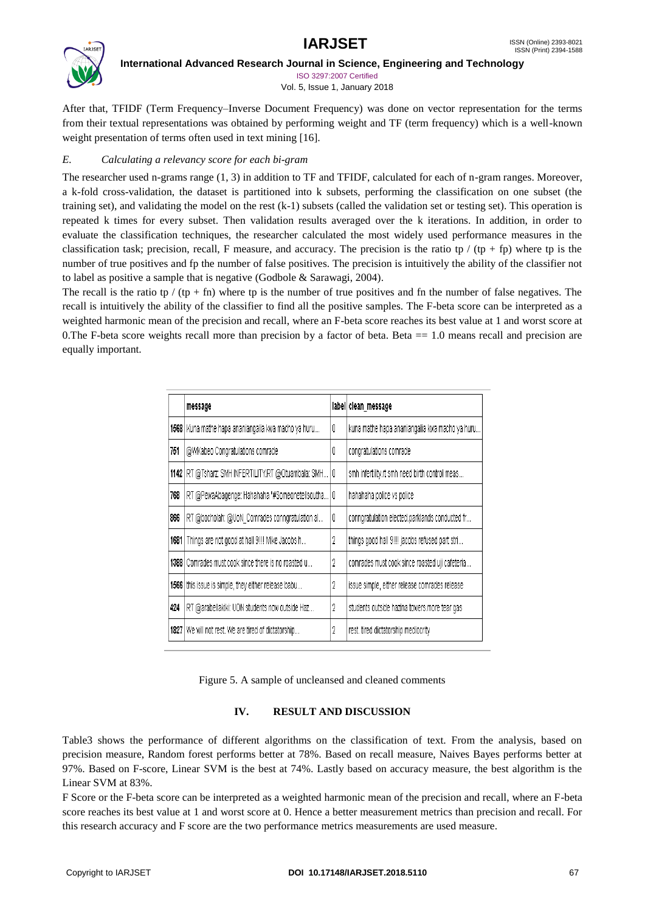After that, TFIDF (Term Frequency–Inverse Document Frequency) was done on vector representation for the terms from their textual representations was obtained by performing weight and TF (term frequency) which is a well-known weight presentation of terms often used in text mining [16].

### *E. Calculating a relevancy score for each bi-gram*

The researcher used n-grams range (1, 3) in addition to TF and TFIDF, calculated for each of n-gram ranges. Moreover, a k-fold cross-validation, the dataset is partitioned into k subsets, performing the classification on one subset (the training set), and validating the model on the rest (k-1) subsets (called the validation set or testing set). This operation is repeated k times for every subset. Then validation results averaged over the k iterations. In addition, in order to evaluate the classification techniques, the researcher calculated the most widely used performance measures in the classification task; precision, recall, F measure, and accuracy. The precision is the ratio tp / (tp + fp) where tp is the number of true positives and fp the number of false positives. The precision is intuitively the ability of the classifier not to label as positive a sample that is negative (Godbole & Sarawagi, 2004).

The recall is the ratio tp / (tp + fn) where tp is the number of true positives and fn the number of false negatives. The recall is intuitively the ability of the classifier to find all the positive samples. The F-beta score can be interpreted as a weighted harmonic mean of the precision and recall, where an F-beta score reaches its best value at 1 and worst score at 0.The F-beta score weights recall more than precision by a factor of beta. Beta == 1.0 means recall and precision are equally important.

| | message | label | clean_message |
|---|---|---|---|
| 1568 | Kuna mathe hapa ananiangalia kwa macho ya huru... | 0 | kuna mathe hapa ananiangalia kwa macho ya huru... |
| 751 | @WKabeo Congratulations comrade | 0 | congratulations comrade |
| 1142 | RT @Tsharz: SMH INFERTILITY.RT @Otuambala: SMH... | 0 | smh infertility.rt smh need birth control meas... |
| 768 | RT @PewaAbagenge: Hahahaha "#SomeoneTellSoutha... | 0 | hahahaha police vs police |
| 866 | RT @bochobah: @UoN_Comrades conngratulation al... | 0 | conngratulation elected.parklands conducted fr... |
| 1681 | Things are not good at hall 9!!! Mike Jacobs h... | 2 | things good hall 9!!! jacobs refused part stri... |
| 1388 | Comrades must cook since there is no roasted u... | 2 | comrades must cook since roasted uji cafeteria... |
| 1566 | this issue is simple, they either release babu... | 2 | issue simple, either release comrades release |
| 424 | RT @arabellakiki: UON students now outside Haz... | 2 | students outside hazina towers.more tear gas |
| 1827 | We will not rest. We are tired of dictatorship... | 2 | rest. tired dictatorship mediocrity |

Figure 5. A sample of uncleansed and cleaned comments

## IV. RESULT AND DISCUSSION

Table3 shows the performance of different algorithms on the classification of text. From the analysis, based on precision measure, Random forest performs better at 78%. Based on recall measure, Naives Bayes performs better at 97%. Based on F-score, Linear SVM is the best at 74%. Lastly based on accuracy measure, the best algorithm is the Linear SVM at 83%.

F Score or the F-beta score can be interpreted as a weighted harmonic mean of the precision and recall, where an F-beta score reaches its best value at 1 and worst score at 0. Hence a better measurement metrics than precision and recall. For this research accuracy and F score are the two performance metrics measurements are used measure.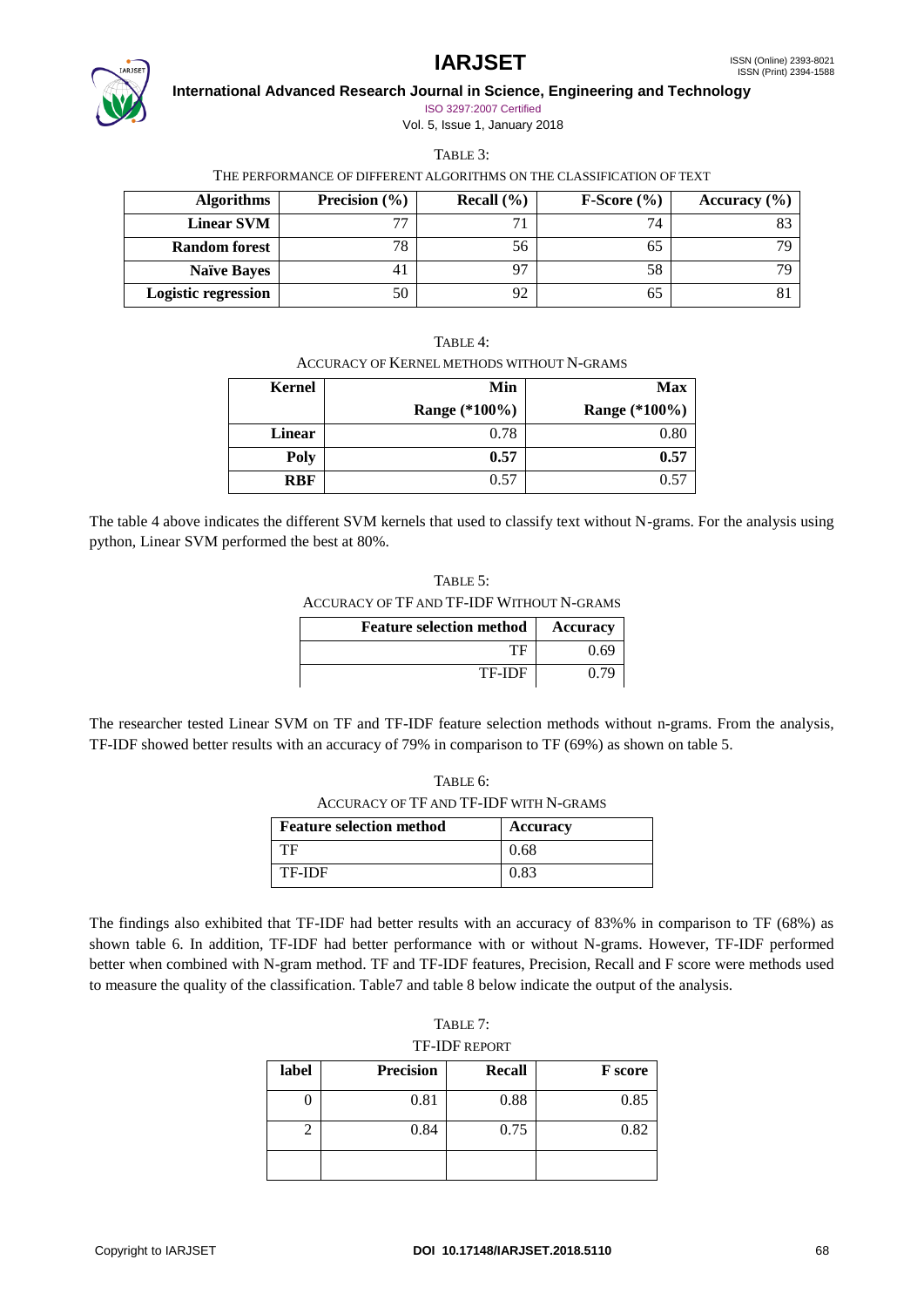TABLE 3:
THE PERFORMANCE OF DIFFERENT ALGORITHMS ON THE CLASSIFICATION OF TEXT

| Algorithms | Precision (%) | Recall (%) | F-Score (%) | Accuracy (%) |
|---|---|---|---|---|
| **Linear SVM** | 77 | 71 | 74 | 83 |
| **Random forest** | 78 | 56 | 65 | 79 |
| **Naïve Bayes** | 41 | 97 | 58 | 79 |
| **Logistic regression** | 50 | 92 | 65 | 81 |

TABLE 4:
ACCURACY OF KERNEL METHODS WITHOUT N-GRAMS

| Kernel | Min Range (*100%) | Max Range (*100%) |
|---|---|---|
| **Linear** | 0.78 | 0.80 |
| **Poly** | **0.57** | **0.57** |
| **RBF** | 0.57 | 0.57 |

The table 4 above indicates the different SVM kernels that used to classify text without N-grams. For the analysis using python, Linear SVM performed the best at 80%.

TABLE 5:
ACCURACY OF TF AND TF-IDF WITHOUT N-GRAMS

| Feature selection method | Accuracy |
|---|---|
| TF | 0.69 |
| TF-IDF | 0.79 |

The researcher tested Linear SVM on TF and TF-IDF feature selection methods without n-grams. From the analysis, TF-IDF showed better results with an accuracy of 79% in comparison to TF (69%) as shown on table 5.

TABLE 6:
ACCURACY OF TF AND TF-IDF WITH N-GRAMS

| Feature selection method | Accuracy |
|---|---|
| TF | 0.68 |
| TF-IDF | 0.83 |

The findings also exhibited that TF-IDF had better results with an accuracy of 83%% in comparison to TF (68%) as shown table 6. In addition, TF-IDF had better performance with or without N-grams. However, TF-IDF performed better when combined with N-gram method. TF and TF-IDF features, Precision, Recall and F score were methods used to measure the quality of the classification. Table7 and table 8 below indicate the output of the analysis.

TABLE 7:
TF-IDF REPORT

| label | Precision | Recall | F score |
|---|---|---|---|
| 0 | 0.81 | 0.88 | 0.85 |
| 2 | 0.84 | 0.75 | 0.82 |
| | | | |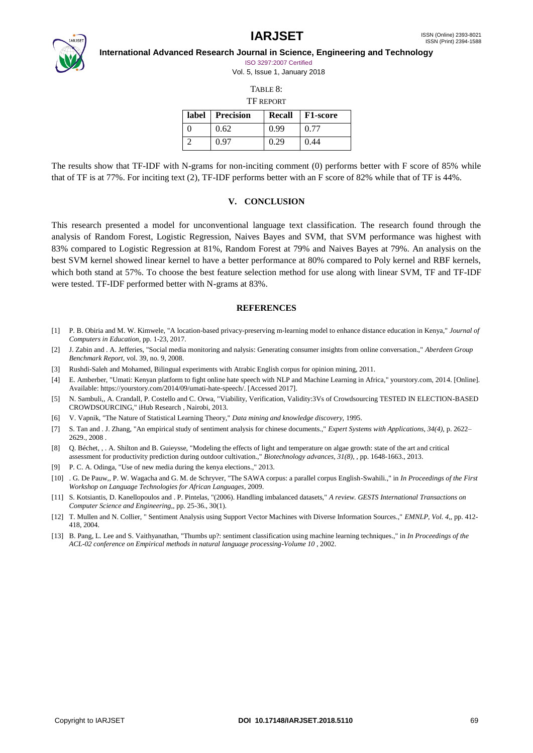TABLE 8:
TF REPORT

| label | Precision | Recall | F1-score |
|---|---|---|---|
| 0 | 0.62 | 0.99 | 0.77 |
| 2 | 0.97 | 0.29 | 0.44 |

The results show that TF-IDF with N-grams for non-inciting comment (0) performs better with F score of 85% while that of TF is at 77%. For inciting text (2), TF-IDF performs better with an F score of 82% while that of TF is 44%.

## V. CONCLUSION

This research presented a model for unconventional language text classification. The research found through the analysis of Random Forest, Logistic Regression, Naives Bayes and SVM, that SVM performance was highest with 83% compared to Logistic Regression at 81%, Random Forest at 79% and Naives Bayes at 79%. An analysis on the best SVM kernel showed linear kernel to have a better performance at 80% compared to Poly kernel and RBF kernels, which both stand at 57%. To choose the best feature selection method for use along with linear SVM, TF and TF-IDF were tested. TF-IDF performed better with N-grams at 83%.

## REFERENCES

[1] P. B. Obiria and M. W. Kimwele, "A location-based privacy-preserving m-learning model to enhance distance education in Kenya," *Journal of Computers in Education,* pp. 1-23, 2017.

[2] J. Zabin and . A. Jefferies, "Social media monitoring and nalysis: Generating consumer insights from online conversation.," *Aberdeen Group Benchmark Report,* vol. 39, no. 9, 2008.

[3] Rushdi-Saleh and Mohamed, Bilingual experiments with Atrabic English corpus for opinion mining, 2011.

[4] E. Amberber, "Umati: Kenyan platform to fight online hate speech with NLP and Machine Learning in Africa," yourstory.com, 2014. [Online]. Available: https://yourstory.com/2014/09/umati-hate-speech/. [Accessed 2017].

[5] N. Sambuli,, A. Crandall, P. Costello and C. Orwa, "Viability, Verification, Validity:3Vs of Crowdsourcing TESTED IN ELECTION-BASED CROWDSOURCING," iHub Research , Nairobi, 2013.

[6] V. Vapnik, "The Nature of Statistical Learning Theory," *Data mining and knowledge discovery,* 1995.

[7] S. Tan and . J. Zhang, "An empirical study of sentiment analysis for chinese documents.," *Expert Systems with Applications, 34(4),* p. 2622–2629., 2008 .

[8] Q. Béchet, , . A. Shilton and B. Guieysse, "Modeling the effects of light and temperature on algae growth: state of the art and critical assessment for productivity prediction during outdoor cultivation.," *Biotechnology advances, 31(8),* , pp. 1648-1663., 2013.

[9] P. C. A. Odinga, "Use of new media during the kenya elections.," 2013.

[10] . G. De Pauw,, P. W. Wagacha and G. M. de Schryver, "The SAWA corpus: a parallel corpus English-Swahili.," in *In Proceedings of the First Workshop on Language Technologies for African Languages*, 2009.

[11] S. Kotsiantis, D. Kanellopoulos and . P. Pintelas, "(2006). Handling imbalanced datasets," *A review. GESTS International Transactions on Computer Science and Engineering,,* pp. 25-36., 30(1).

[12] T. Mullen and N. Collier, " Sentiment Analysis using Support Vector Machines with Diverse Information Sources.," *EMNLP, Vol. 4,,* pp. 412-418, 2004.

[13] B. Pang, L. Lee and S. Vaithyanathan, "Thumbs up?: sentiment classification using machine learning techniques.," in *In Proceedings of the ACL-02 conference on Empirical methods in natural language processing-Volume 10* , 2002.